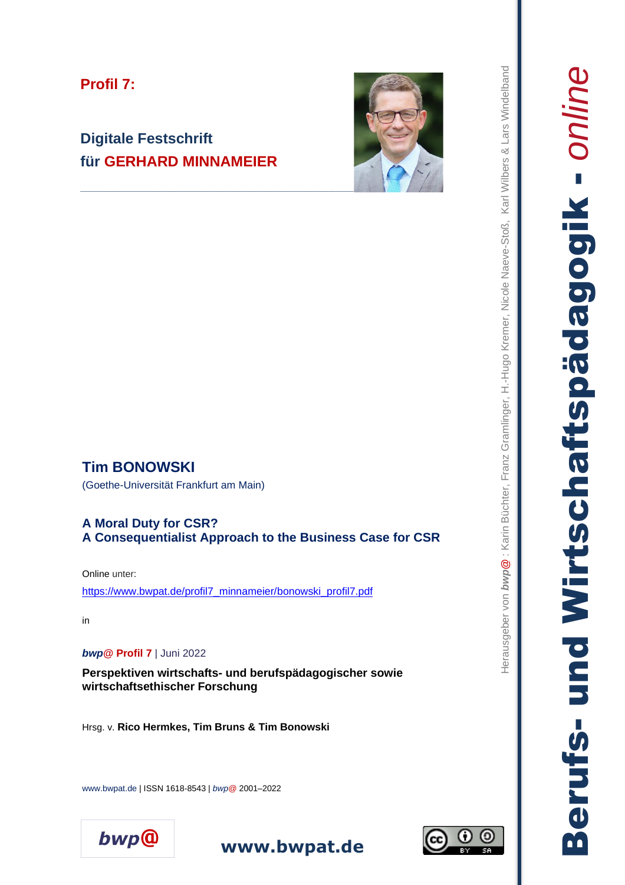**Profil 7:**

## Digitale Festschrift für GERHARD MINNAMEIER

**Tim BONOWSKI**

(Goethe-Universität Frankfurt am Main)

# A Moral Duty for CSR? A Consequentialist Approach to the Business Case for CSR

Online unter:

https://www.bwpat.de/profil7_minnameier/bonowski_profil7.pdf

in

***bwp@* Profil 7** | Juni 2022

**Perspektiven wirtschafts- und berufspädagogischer sowie wirtschaftsethischer Forschung**

Hrsg. v. **Rico Hermkes, Tim Bruns & Tim Bonowski**

www.bwpat.de | ISSN 1618-8543 | *bwp@* 2001–2022

Herausgeber von ***bwp@*** : Karin Büchter, Franz Gramlinger, H.-Hugo Kremer, Nicole Naeve-Stoß, Karl Wilbers & Lars Windelband

**Berufs- und Wirtschaftspädagogik** - *online*

**bwp@**

**www.bwpat.de**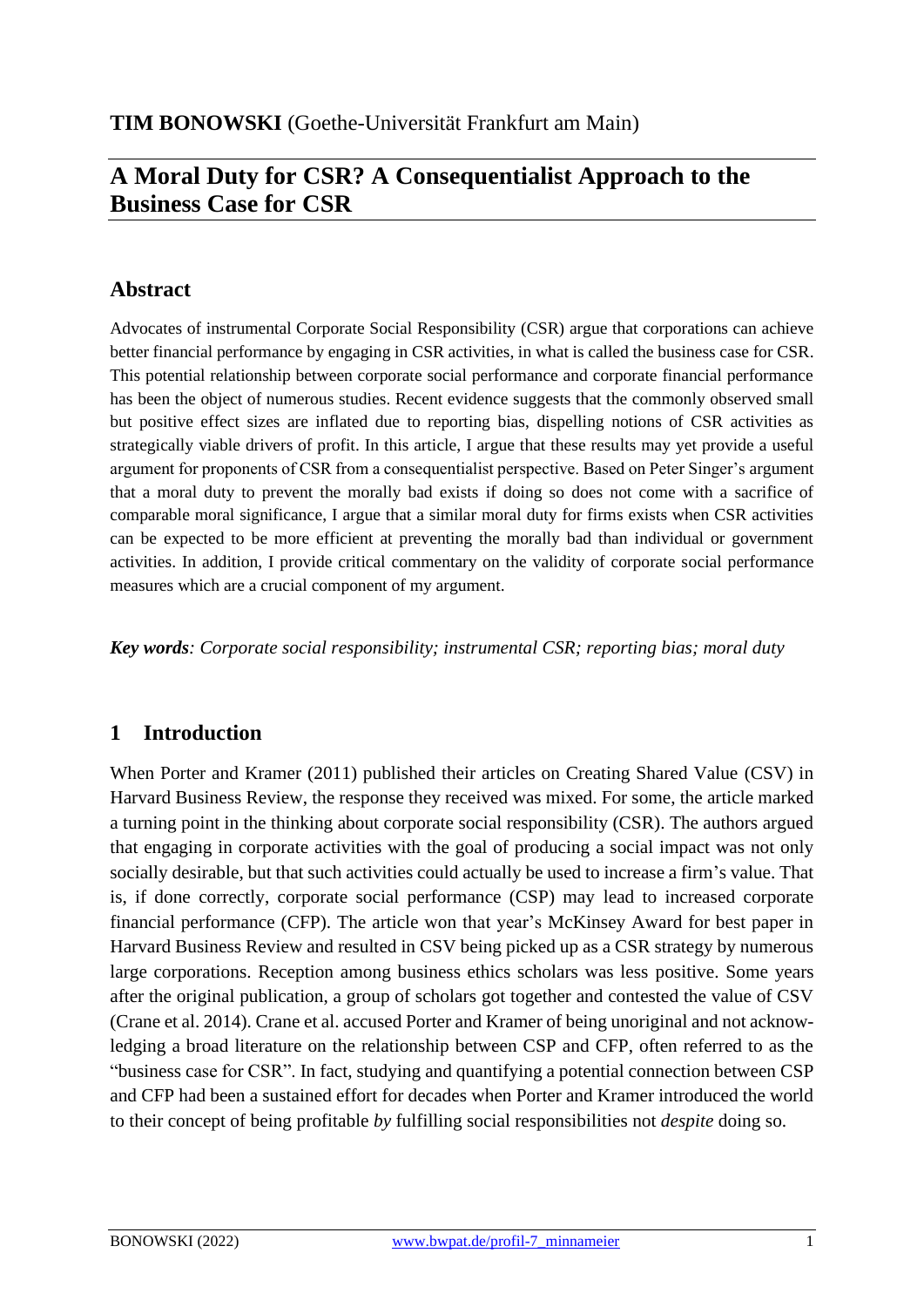**TIM BONOWSKI** (Goethe-Universität Frankfurt am Main)

# A Moral Duty for CSR? A Consequentialist Approach to the Business Case for CSR

## Abstract

Advocates of instrumental Corporate Social Responsibility (CSR) argue that corporations can achieve better financial performance by engaging in CSR activities, in what is called the business case for CSR. This potential relationship between corporate social performance and corporate financial performance has been the object of numerous studies. Recent evidence suggests that the commonly observed small but positive effect sizes are inflated due to reporting bias, dispelling notions of CSR activities as strategically viable drivers of profit. In this article, I argue that these results may yet provide a useful argument for proponents of CSR from a consequentialist perspective. Based on Peter Singer's argument that a moral duty to prevent the morally bad exists if doing so does not come with a sacrifice of comparable moral significance, I argue that a similar moral duty for firms exists when CSR activities can be expected to be more efficient at preventing the morally bad than individual or government activities. In addition, I provide critical commentary on the validity of corporate social performance measures which are a crucial component of my argument.

***Key words**: Corporate social responsibility; instrumental CSR; reporting bias; moral duty*

## 1 Introduction

When Porter and Kramer (2011) published their articles on Creating Shared Value (CSV) in Harvard Business Review, the response they received was mixed. For some, the article marked a turning point in the thinking about corporate social responsibility (CSR). The authors argued that engaging in corporate activities with the goal of producing a social impact was not only socially desirable, but that such activities could actually be used to increase a firm's value. That is, if done correctly, corporate social performance (CSP) may lead to increased corporate financial performance (CFP). The article won that year's McKinsey Award for best paper in Harvard Business Review and resulted in CSV being picked up as a CSR strategy by numerous large corporations. Reception among business ethics scholars was less positive. Some years after the original publication, a group of scholars got together and contested the value of CSV (Crane et al. 2014). Crane et al. accused Porter and Kramer of being unoriginal and not acknowledging a broad literature on the relationship between CSP and CFP, often referred to as the "business case for CSR". In fact, studying and quantifying a potential connection between CSP and CFP had been a sustained effort for decades when Porter and Kramer introduced the world to their concept of being profitable *by* fulfilling social responsibilities not *despite* doing so.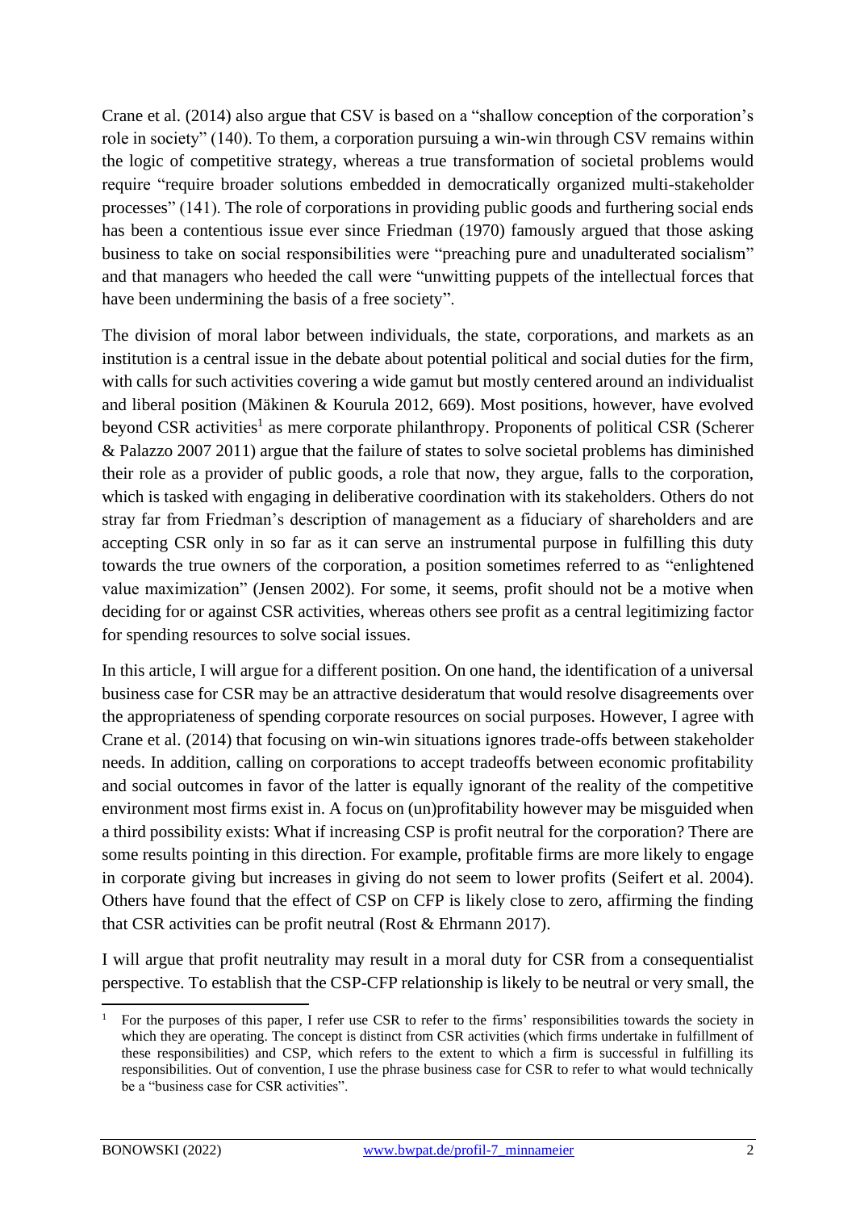Crane et al. (2014) also argue that CSV is based on a "shallow conception of the corporation's role in society" (140). To them, a corporation pursuing a win-win through CSV remains within the logic of competitive strategy, whereas a true transformation of societal problems would require "require broader solutions embedded in democratically organized multi-stakeholder processes" (141). The role of corporations in providing public goods and furthering social ends has been a contentious issue ever since Friedman (1970) famously argued that those asking business to take on social responsibilities were "preaching pure and unadulterated socialism" and that managers who heeded the call were "unwitting puppets of the intellectual forces that have been undermining the basis of a free society".

The division of moral labor between individuals, the state, corporations, and markets as an institution is a central issue in the debate about potential political and social duties for the firm, with calls for such activities covering a wide gamut but mostly centered around an individualist and liberal position (Mäkinen & Kourula 2012, 669). Most positions, however, have evolved beyond CSR activities[1] as mere corporate philanthropy. Proponents of political CSR (Scherer & Palazzo 2007 2011) argue that the failure of states to solve societal problems has diminished their role as a provider of public goods, a role that now, they argue, falls to the corporation, which is tasked with engaging in deliberative coordination with its stakeholders. Others do not stray far from Friedman's description of management as a fiduciary of shareholders and are accepting CSR only in so far as it can serve an instrumental purpose in fulfilling this duty towards the true owners of the corporation, a position sometimes referred to as "enlightened value maximization" (Jensen 2002). For some, it seems, profit should not be a motive when deciding for or against CSR activities, whereas others see profit as a central legitimizing factor for spending resources to solve social issues.

In this article, I will argue for a different position. On one hand, the identification of a universal business case for CSR may be an attractive desideratum that would resolve disagreements over the appropriateness of spending corporate resources on social purposes. However, I agree with Crane et al. (2014) that focusing on win-win situations ignores trade-offs between stakeholder needs. In addition, calling on corporations to accept tradeoffs between economic profitability and social outcomes in favor of the latter is equally ignorant of the reality of the competitive environment most firms exist in. A focus on (un)profitability however may be misguided when a third possibility exists: What if increasing CSP is profit neutral for the corporation? There are some results pointing in this direction. For example, profitable firms are more likely to engage in corporate giving but increases in giving do not seem to lower profits (Seifert et al. 2004). Others have found that the effect of CSP on CFP is likely close to zero, affirming the finding that CSR activities can be profit neutral (Rost & Ehrmann 2017).

I will argue that profit neutrality may result in a moral duty for CSR from a consequentialist perspective. To establish that the CSP-CFP relationship is likely to be neutral or very small, the

[1] For the purposes of this paper, I refer use CSR to refer to the firms' responsibilities towards the society in which they are operating. The concept is distinct from CSR activities (which firms undertake in fulfillment of these responsibilities) and CSP, which refers to the extent to which a firm is successful in fulfilling its responsibilities. Out of convention, I use the phrase business case for CSR to refer to what would technically be a "business case for CSR activities".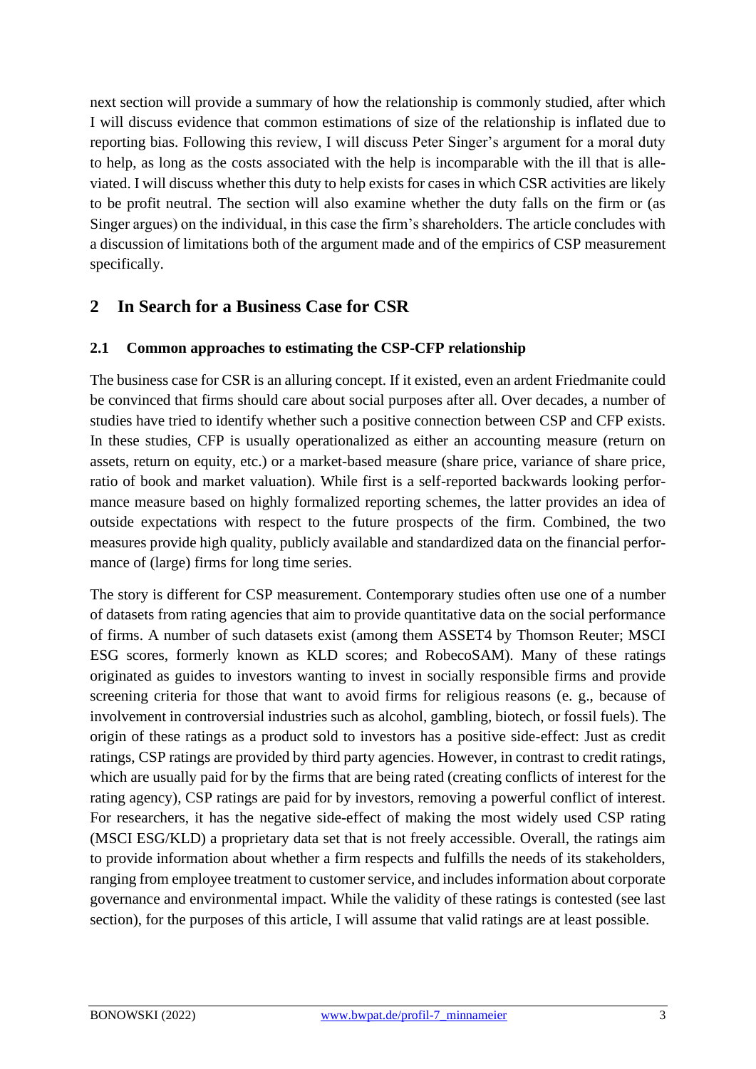next section will provide a summary of how the relationship is commonly studied, after which I will discuss evidence that common estimations of size of the relationship is inflated due to reporting bias. Following this review, I will discuss Peter Singer's argument for a moral duty to help, as long as the costs associated with the help is incomparable with the ill that is alleviated. I will discuss whether this duty to help exists for cases in which CSR activities are likely to be profit neutral. The section will also examine whether the duty falls on the firm or (as Singer argues) on the individual, in this case the firm's shareholders. The article concludes with a discussion of limitations both of the argument made and of the empirics of CSP measurement specifically.

## 2 In Search for a Business Case for CSR

### 2.1 Common approaches to estimating the CSP-CFP relationship

The business case for CSR is an alluring concept. If it existed, even an ardent Friedmanite could be convinced that firms should care about social purposes after all. Over decades, a number of studies have tried to identify whether such a positive connection between CSP and CFP exists. In these studies, CFP is usually operationalized as either an accounting measure (return on assets, return on equity, etc.) or a market-based measure (share price, variance of share price, ratio of book and market valuation). While first is a self-reported backwards looking performance measure based on highly formalized reporting schemes, the latter provides an idea of outside expectations with respect to the future prospects of the firm. Combined, the two measures provide high quality, publicly available and standardized data on the financial performance of (large) firms for long time series.

The story is different for CSP measurement. Contemporary studies often use one of a number of datasets from rating agencies that aim to provide quantitative data on the social performance of firms. A number of such datasets exist (among them ASSET4 by Thomson Reuter; MSCI ESG scores, formerly known as KLD scores; and RobecoSAM). Many of these ratings originated as guides to investors wanting to invest in socially responsible firms and provide screening criteria for those that want to avoid firms for religious reasons (e. g., because of involvement in controversial industries such as alcohol, gambling, biotech, or fossil fuels). The origin of these ratings as a product sold to investors has a positive side-effect: Just as credit ratings, CSP ratings are provided by third party agencies. However, in contrast to credit ratings, which are usually paid for by the firms that are being rated (creating conflicts of interest for the rating agency), CSP ratings are paid for by investors, removing a powerful conflict of interest. For researchers, it has the negative side-effect of making the most widely used CSP rating (MSCI ESG/KLD) a proprietary data set that is not freely accessible. Overall, the ratings aim to provide information about whether a firm respects and fulfills the needs of its stakeholders, ranging from employee treatment to customer service, and includes information about corporate governance and environmental impact. While the validity of these ratings is contested (see last section), for the purposes of this article, I will assume that valid ratings are at least possible.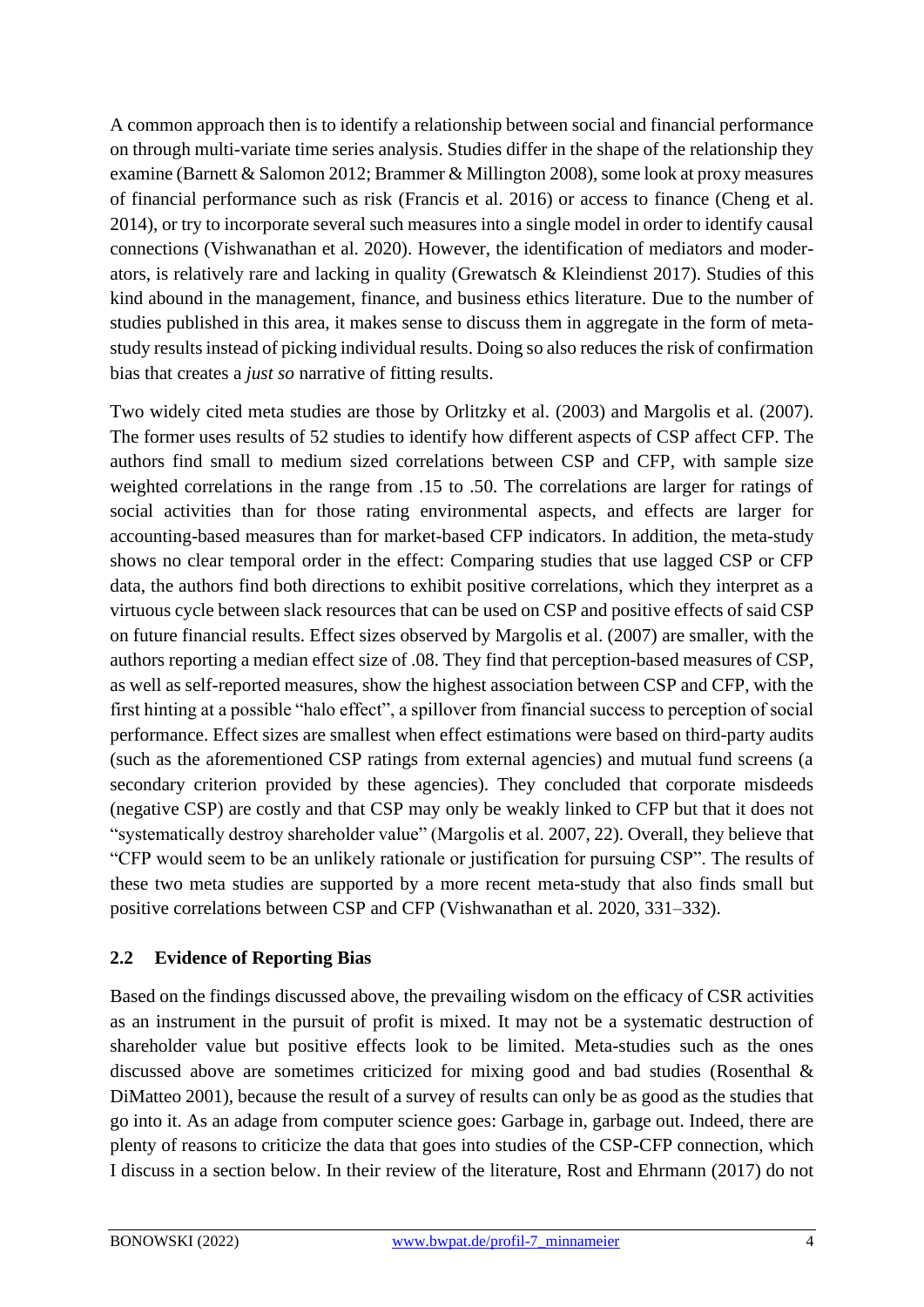A common approach then is to identify a relationship between social and financial performance on through multi-variate time series analysis. Studies differ in the shape of the relationship they examine (Barnett & Salomon 2012; Brammer & Millington 2008), some look at proxy measures of financial performance such as risk (Francis et al. 2016) or access to finance (Cheng et al. 2014), or try to incorporate several such measures into a single model in order to identify causal connections (Vishwanathan et al. 2020). However, the identification of mediators and moderators, is relatively rare and lacking in quality (Grewatsch & Kleindienst 2017). Studies of this kind abound in the management, finance, and business ethics literature. Due to the number of studies published in this area, it makes sense to discuss them in aggregate in the form of meta-study results instead of picking individual results. Doing so also reduces the risk of confirmation bias that creates a *just so* narrative of fitting results.

Two widely cited meta studies are those by Orlitzky et al. (2003) and Margolis et al. (2007). The former uses results of 52 studies to identify how different aspects of CSP affect CFP. The authors find small to medium sized correlations between CSP and CFP, with sample size weighted correlations in the range from .15 to .50. The correlations are larger for ratings of social activities than for those rating environmental aspects, and effects are larger for accounting-based measures than for market-based CFP indicators. In addition, the meta-study shows no clear temporal order in the effect: Comparing studies that use lagged CSP or CFP data, the authors find both directions to exhibit positive correlations, which they interpret as a virtuous cycle between slack resources that can be used on CSP and positive effects of said CSP on future financial results. Effect sizes observed by Margolis et al. (2007) are smaller, with the authors reporting a median effect size of .08. They find that perception-based measures of CSP, as well as self-reported measures, show the highest association between CSP and CFP, with the first hinting at a possible "halo effect", a spillover from financial success to perception of social performance. Effect sizes are smallest when effect estimations were based on third-party audits (such as the aforementioned CSP ratings from external agencies) and mutual fund screens (a secondary criterion provided by these agencies). They concluded that corporate misdeeds (negative CSP) are costly and that CSP may only be weakly linked to CFP but that it does not "systematically destroy shareholder value" (Margolis et al. 2007, 22). Overall, they believe that "CFP would seem to be an unlikely rationale or justification for pursuing CSP". The results of these two meta studies are supported by a more recent meta-study that also finds small but positive correlations between CSP and CFP (Vishwanathan et al. 2020, 331–332).

## 2.2 Evidence of Reporting Bias

Based on the findings discussed above, the prevailing wisdom on the efficacy of CSR activities as an instrument in the pursuit of profit is mixed. It may not be a systematic destruction of shareholder value but positive effects look to be limited. Meta-studies such as the ones discussed above are sometimes criticized for mixing good and bad studies (Rosenthal & DiMatteo 2001), because the result of a survey of results can only be as good as the studies that go into it. As an adage from computer science goes: Garbage in, garbage out. Indeed, there are plenty of reasons to criticize the data that goes into studies of the CSP-CFP connection, which I discuss in a section below. In their review of the literature, Rost and Ehrmann (2017) do not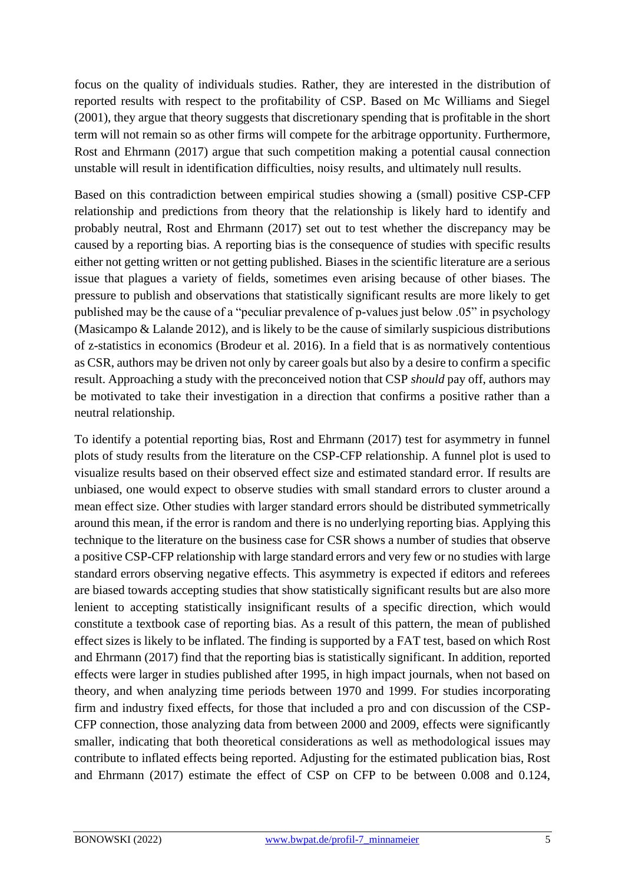focus on the quality of individuals studies. Rather, they are interested in the distribution of reported results with respect to the profitability of CSP. Based on Mc Williams and Siegel (2001), they argue that theory suggests that discretionary spending that is profitable in the short term will not remain so as other firms will compete for the arbitrage opportunity. Furthermore, Rost and Ehrmann (2017) argue that such competition making a potential causal connection unstable will result in identification difficulties, noisy results, and ultimately null results.

Based on this contradiction between empirical studies showing a (small) positive CSP-CFP relationship and predictions from theory that the relationship is likely hard to identify and probably neutral, Rost and Ehrmann (2017) set out to test whether the discrepancy may be caused by a reporting bias. A reporting bias is the consequence of studies with specific results either not getting written or not getting published. Biases in the scientific literature are a serious issue that plagues a variety of fields, sometimes even arising because of other biases. The pressure to publish and observations that statistically significant results are more likely to get published may be the cause of a "peculiar prevalence of p-values just below .05" in psychology (Masicampo & Lalande 2012), and is likely to be the cause of similarly suspicious distributions of z-statistics in economics (Brodeur et al. 2016). In a field that is as normatively contentious as CSR, authors may be driven not only by career goals but also by a desire to confirm a specific result. Approaching a study with the preconceived notion that CSP *should* pay off, authors may be motivated to take their investigation in a direction that confirms a positive rather than a neutral relationship.

To identify a potential reporting bias, Rost and Ehrmann (2017) test for asymmetry in funnel plots of study results from the literature on the CSP-CFP relationship. A funnel plot is used to visualize results based on their observed effect size and estimated standard error. If results are unbiased, one would expect to observe studies with small standard errors to cluster around a mean effect size. Other studies with larger standard errors should be distributed symmetrically around this mean, if the error is random and there is no underlying reporting bias. Applying this technique to the literature on the business case for CSR shows a number of studies that observe a positive CSP-CFP relationship with large standard errors and very few or no studies with large standard errors observing negative effects. This asymmetry is expected if editors and referees are biased towards accepting studies that show statistically significant results but are also more lenient to accepting statistically insignificant results of a specific direction, which would constitute a textbook case of reporting bias. As a result of this pattern, the mean of published effect sizes is likely to be inflated. The finding is supported by a FAT test, based on which Rost and Ehrmann (2017) find that the reporting bias is statistically significant. In addition, reported effects were larger in studies published after 1995, in high impact journals, when not based on theory, and when analyzing time periods between 1970 and 1999. For studies incorporating firm and industry fixed effects, for those that included a pro and con discussion of the CSP-CFP connection, those analyzing data from between 2000 and 2009, effects were significantly smaller, indicating that both theoretical considerations as well as methodological issues may contribute to inflated effects being reported. Adjusting for the estimated publication bias, Rost and Ehrmann (2017) estimate the effect of CSP on CFP to be between 0.008 and 0.124,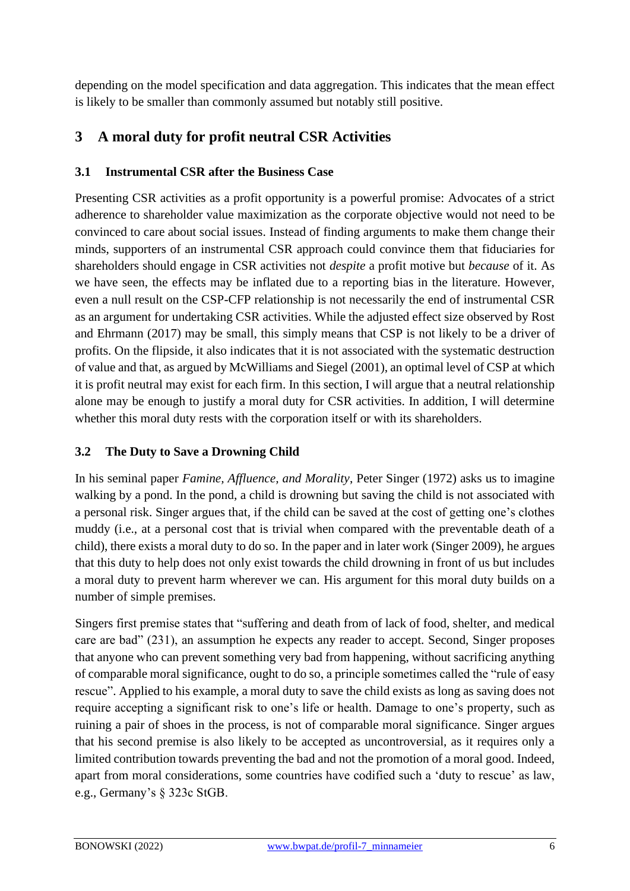depending on the model specification and data aggregation. This indicates that the mean effect is likely to be smaller than commonly assumed but notably still positive.

# 3 A moral duty for profit neutral CSR Activities

## 3.1 Instrumental CSR after the Business Case

Presenting CSR activities as a profit opportunity is a powerful promise: Advocates of a strict adherence to shareholder value maximization as the corporate objective would not need to be convinced to care about social issues. Instead of finding arguments to make them change their minds, supporters of an instrumental CSR approach could convince them that fiduciaries for shareholders should engage in CSR activities not *despite* a profit motive but *because* of it. As we have seen, the effects may be inflated due to a reporting bias in the literature. However, even a null result on the CSP-CFP relationship is not necessarily the end of instrumental CSR as an argument for undertaking CSR activities. While the adjusted effect size observed by Rost and Ehrmann (2017) may be small, this simply means that CSP is not likely to be a driver of profits. On the flipside, it also indicates that it is not associated with the systematic destruction of value and that, as argued by McWilliams and Siegel (2001), an optimal level of CSP at which it is profit neutral may exist for each firm. In this section, I will argue that a neutral relationship alone may be enough to justify a moral duty for CSR activities. In addition, I will determine whether this moral duty rests with the corporation itself or with its shareholders.

## 3.2 The Duty to Save a Drowning Child

In his seminal paper *Famine, Affluence, and Morality*, Peter Singer (1972) asks us to imagine walking by a pond. In the pond, a child is drowning but saving the child is not associated with a personal risk. Singer argues that, if the child can be saved at the cost of getting one's clothes muddy (i.e., at a personal cost that is trivial when compared with the preventable death of a child), there exists a moral duty to do so. In the paper and in later work (Singer 2009), he argues that this duty to help does not only exist towards the child drowning in front of us but includes a moral duty to prevent harm wherever we can. His argument for this moral duty builds on a number of simple premises.

Singers first premise states that "suffering and death from of lack of food, shelter, and medical care are bad" (231), an assumption he expects any reader to accept. Second, Singer proposes that anyone who can prevent something very bad from happening, without sacrificing anything of comparable moral significance, ought to do so, a principle sometimes called the "rule of easy rescue". Applied to his example, a moral duty to save the child exists as long as saving does not require accepting a significant risk to one's life or health. Damage to one's property, such as ruining a pair of shoes in the process, is not of comparable moral significance. Singer argues that his second premise is also likely to be accepted as uncontroversial, as it requires only a limited contribution towards preventing the bad and not the promotion of a moral good. Indeed, apart from moral considerations, some countries have codified such a 'duty to rescue' as law, e.g., Germany's § 323c StGB.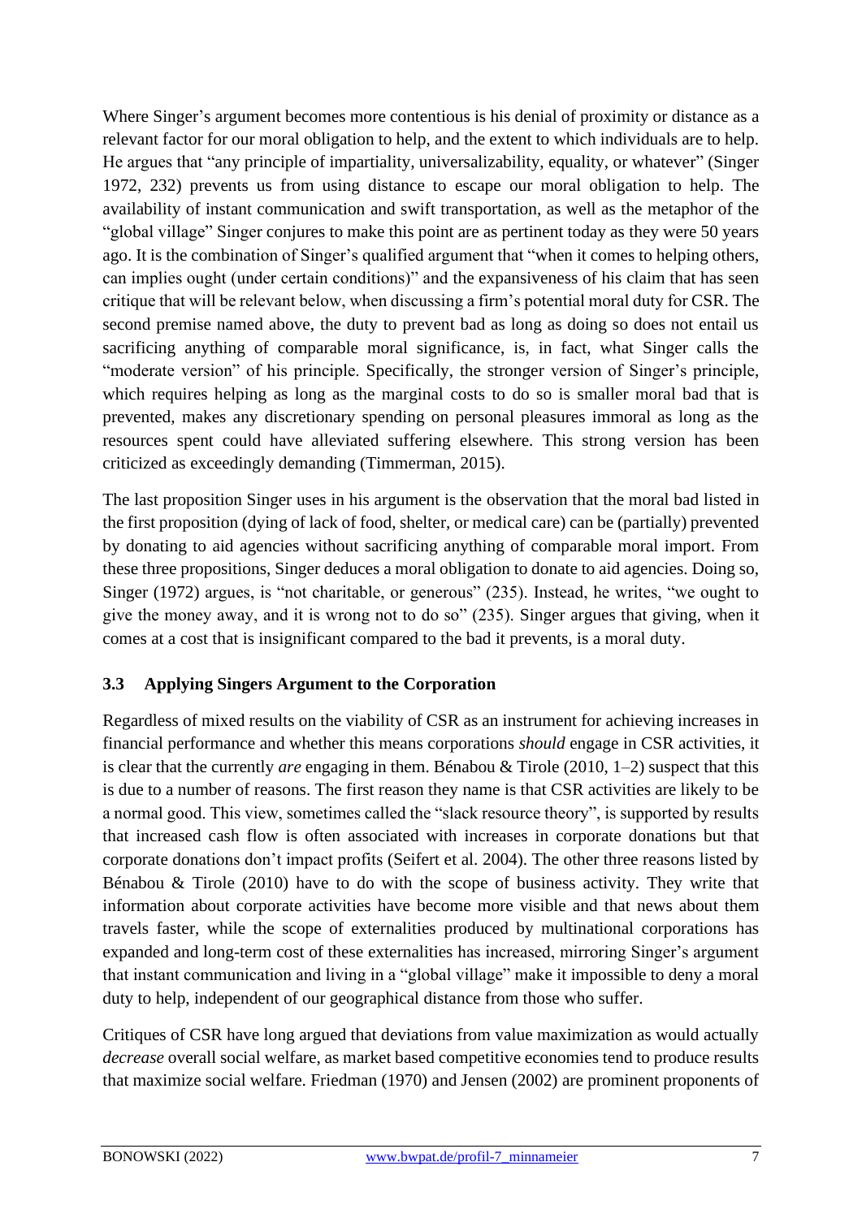Where Singer's argument becomes more contentious is his denial of proximity or distance as a relevant factor for our moral obligation to help, and the extent to which individuals are to help. He argues that "any principle of impartiality, universalizability, equality, or whatever" (Singer 1972, 232) prevents us from using distance to escape our moral obligation to help. The availability of instant communication and swift transportation, as well as the metaphor of the "global village" Singer conjures to make this point are as pertinent today as they were 50 years ago. It is the combination of Singer's qualified argument that "when it comes to helping others, can implies ought (under certain conditions)" and the expansiveness of his claim that has seen critique that will be relevant below, when discussing a firm's potential moral duty for CSR. The second premise named above, the duty to prevent bad as long as doing so does not entail us sacrificing anything of comparable moral significance, is, in fact, what Singer calls the "moderate version" of his principle. Specifically, the stronger version of Singer's principle, which requires helping as long as the marginal costs to do so is smaller moral bad that is prevented, makes any discretionary spending on personal pleasures immoral as long as the resources spent could have alleviated suffering elsewhere. This strong version has been criticized as exceedingly demanding (Timmerman, 2015).

The last proposition Singer uses in his argument is the observation that the moral bad listed in the first proposition (dying of lack of food, shelter, or medical care) can be (partially) prevented by donating to aid agencies without sacrificing anything of comparable moral import. From these three propositions, Singer deduces a moral obligation to donate to aid agencies. Doing so, Singer (1972) argues, is "not charitable, or generous" (235). Instead, he writes, "we ought to give the money away, and it is wrong not to do so" (235). Singer argues that giving, when it comes at a cost that is insignificant compared to the bad it prevents, is a moral duty.

### 3.3 Applying Singers Argument to the Corporation

Regardless of mixed results on the viability of CSR as an instrument for achieving increases in financial performance and whether this means corporations *should* engage in CSR activities, it is clear that the currently *are* engaging in them. Bénabou & Tirole (2010, 1–2) suspect that this is due to a number of reasons. The first reason they name is that CSR activities are likely to be a normal good. This view, sometimes called the "slack resource theory", is supported by results that increased cash flow is often associated with increases in corporate donations but that corporate donations don't impact profits (Seifert et al. 2004). The other three reasons listed by Bénabou & Tirole (2010) have to do with the scope of business activity. They write that information about corporate activities have become more visible and that news about them travels faster, while the scope of externalities produced by multinational corporations has expanded and long-term cost of these externalities has increased, mirroring Singer's argument that instant communication and living in a "global village" make it impossible to deny a moral duty to help, independent of our geographical distance from those who suffer.

Critiques of CSR have long argued that deviations from value maximization as would actually *decrease* overall social welfare, as market based competitive economies tend to produce results that maximize social welfare. Friedman (1970) and Jensen (2002) are prominent proponents of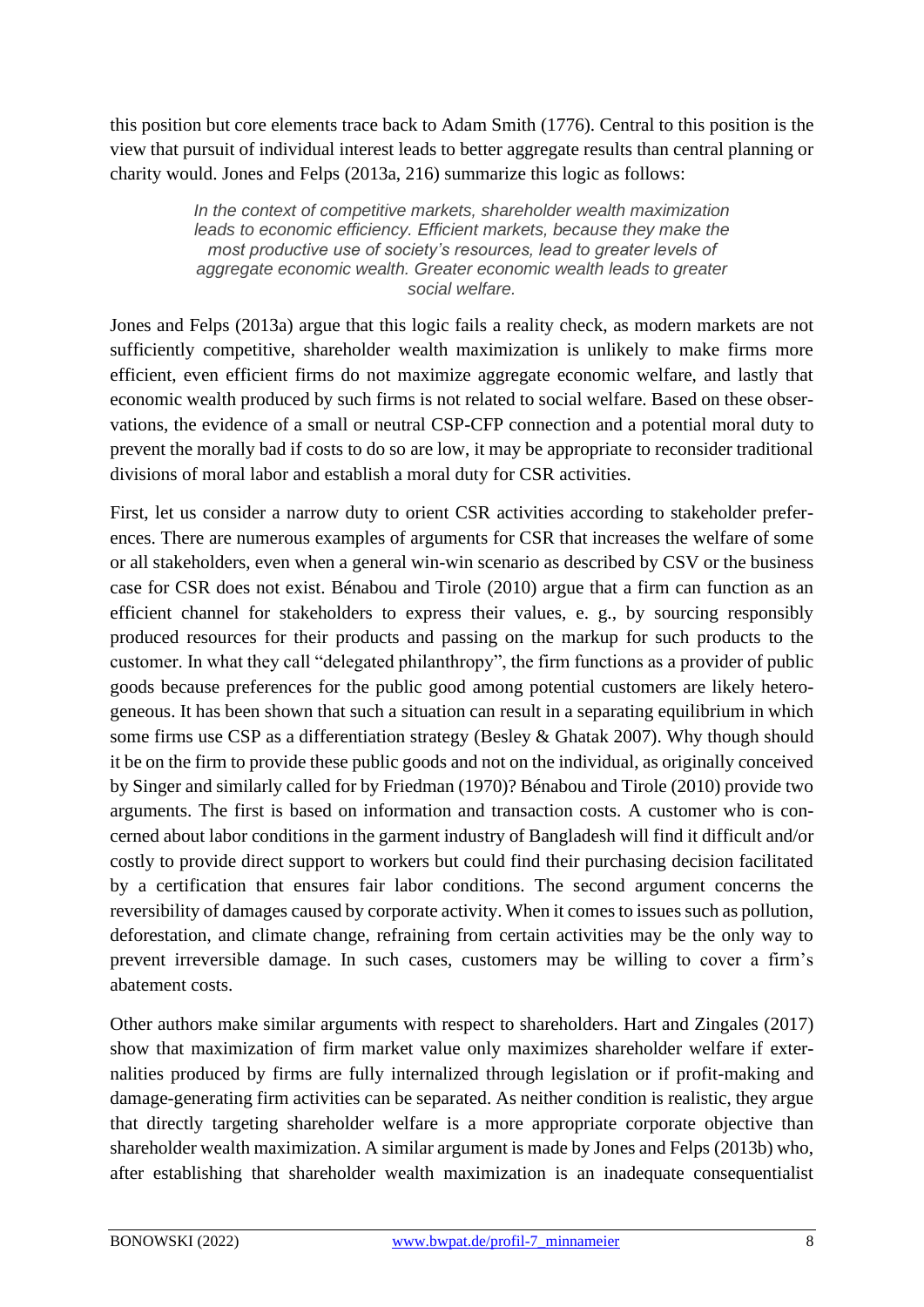this position but core elements trace back to Adam Smith (1776). Central to this position is the view that pursuit of individual interest leads to better aggregate results than central planning or charity would. Jones and Felps (2013a, 216) summarize this logic as follows:

> *In the context of competitive markets, shareholder wealth maximization leads to economic efficiency. Efficient markets, because they make the most productive use of society's resources, lead to greater levels of aggregate economic wealth. Greater economic wealth leads to greater social welfare.*

Jones and Felps (2013a) argue that this logic fails a reality check, as modern markets are not sufficiently competitive, shareholder wealth maximization is unlikely to make firms more efficient, even efficient firms do not maximize aggregate economic welfare, and lastly that economic wealth produced by such firms is not related to social welfare. Based on these observations, the evidence of a small or neutral CSP-CFP connection and a potential moral duty to prevent the morally bad if costs to do so are low, it may be appropriate to reconsider traditional divisions of moral labor and establish a moral duty for CSR activities.

First, let us consider a narrow duty to orient CSR activities according to stakeholder preferences. There are numerous examples of arguments for CSR that increases the welfare of some or all stakeholders, even when a general win-win scenario as described by CSV or the business case for CSR does not exist. Bénabou and Tirole (2010) argue that a firm can function as an efficient channel for stakeholders to express their values, e. g., by sourcing responsibly produced resources for their products and passing on the markup for such products to the customer. In what they call "delegated philanthropy", the firm functions as a provider of public goods because preferences for the public good among potential customers are likely heterogeneous. It has been shown that such a situation can result in a separating equilibrium in which some firms use CSP as a differentiation strategy (Besley & Ghatak 2007). Why though should it be on the firm to provide these public goods and not on the individual, as originally conceived by Singer and similarly called for by Friedman (1970)? Bénabou and Tirole (2010) provide two arguments. The first is based on information and transaction costs. A customer who is concerned about labor conditions in the garment industry of Bangladesh will find it difficult and/or costly to provide direct support to workers but could find their purchasing decision facilitated by a certification that ensures fair labor conditions. The second argument concerns the reversibility of damages caused by corporate activity. When it comes to issues such as pollution, deforestation, and climate change, refraining from certain activities may be the only way to prevent irreversible damage. In such cases, customers may be willing to cover a firm's abatement costs.

Other authors make similar arguments with respect to shareholders. Hart and Zingales (2017) show that maximization of firm market value only maximizes shareholder welfare if externalities produced by firms are fully internalized through legislation or if profit-making and damage-generating firm activities can be separated. As neither condition is realistic, they argue that directly targeting shareholder welfare is a more appropriate corporate objective than shareholder wealth maximization. A similar argument is made by Jones and Felps (2013b) who, after establishing that shareholder wealth maximization is an inadequate consequentialist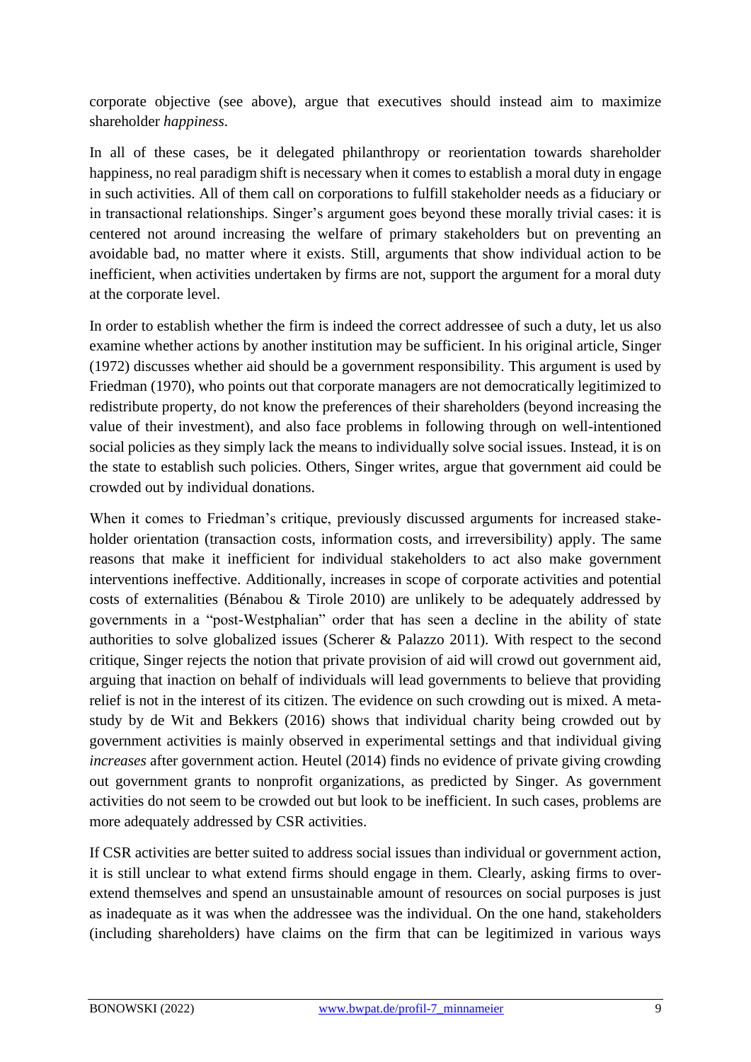corporate objective (see above), argue that executives should instead aim to maximize shareholder *happiness*.

In all of these cases, be it delegated philanthropy or reorientation towards shareholder happiness, no real paradigm shift is necessary when it comes to establish a moral duty in engage in such activities. All of them call on corporations to fulfill stakeholder needs as a fiduciary or in transactional relationships. Singer's argument goes beyond these morally trivial cases: it is centered not around increasing the welfare of primary stakeholders but on preventing an avoidable bad, no matter where it exists. Still, arguments that show individual action to be inefficient, when activities undertaken by firms are not, support the argument for a moral duty at the corporate level.

In order to establish whether the firm is indeed the correct addressee of such a duty, let us also examine whether actions by another institution may be sufficient. In his original article, Singer (1972) discusses whether aid should be a government responsibility. This argument is used by Friedman (1970), who points out that corporate managers are not democratically legitimized to redistribute property, do not know the preferences of their shareholders (beyond increasing the value of their investment), and also face problems in following through on well-intentioned social policies as they simply lack the means to individually solve social issues. Instead, it is on the state to establish such policies. Others, Singer writes, argue that government aid could be crowded out by individual donations.

When it comes to Friedman's critique, previously discussed arguments for increased stakeholder orientation (transaction costs, information costs, and irreversibility) apply. The same reasons that make it inefficient for individual stakeholders to act also make government interventions ineffective. Additionally, increases in scope of corporate activities and potential costs of externalities (Bénabou & Tirole 2010) are unlikely to be adequately addressed by governments in a "post-Westphalian" order that has seen a decline in the ability of state authorities to solve globalized issues (Scherer & Palazzo 2011). With respect to the second critique, Singer rejects the notion that private provision of aid will crowd out government aid, arguing that inaction on behalf of individuals will lead governments to believe that providing relief is not in the interest of its citizen. The evidence on such crowding out is mixed. A meta-study by de Wit and Bekkers (2016) shows that individual charity being crowded out by government activities is mainly observed in experimental settings and that individual giving *increases* after government action. Heutel (2014) finds no evidence of private giving crowding out government grants to nonprofit organizations, as predicted by Singer. As government activities do not seem to be crowded out but look to be inefficient. In such cases, problems are more adequately addressed by CSR activities.

If CSR activities are better suited to address social issues than individual or government action, it is still unclear to what extend firms should engage in them. Clearly, asking firms to overextend themselves and spend an unsustainable amount of resources on social purposes is just as inadequate as it was when the addressee was the individual. On the one hand, stakeholders (including shareholders) have claims on the firm that can be legitimized in various ways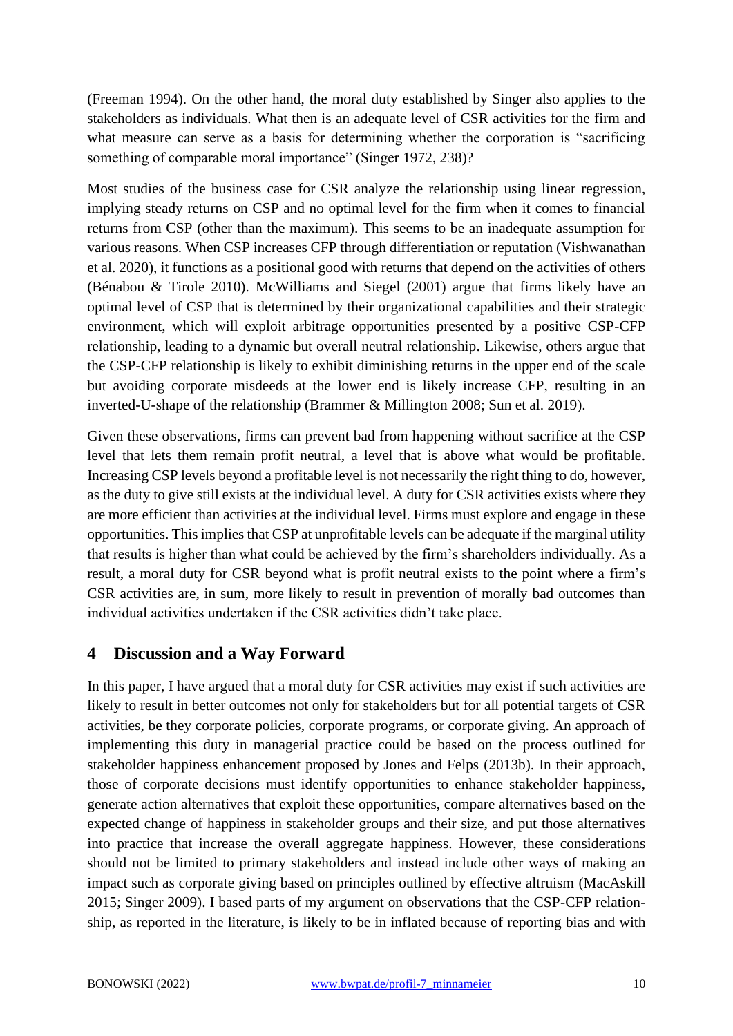(Freeman 1994). On the other hand, the moral duty established by Singer also applies to the stakeholders as individuals. What then is an adequate level of CSR activities for the firm and what measure can serve as a basis for determining whether the corporation is "sacrificing something of comparable moral importance" (Singer 1972, 238)?

Most studies of the business case for CSR analyze the relationship using linear regression, implying steady returns on CSP and no optimal level for the firm when it comes to financial returns from CSP (other than the maximum). This seems to be an inadequate assumption for various reasons. When CSP increases CFP through differentiation or reputation (Vishwanathan et al. 2020), it functions as a positional good with returns that depend on the activities of others (Bénabou & Tirole 2010). McWilliams and Siegel (2001) argue that firms likely have an optimal level of CSP that is determined by their organizational capabilities and their strategic environment, which will exploit arbitrage opportunities presented by a positive CSP-CFP relationship, leading to a dynamic but overall neutral relationship. Likewise, others argue that the CSP-CFP relationship is likely to exhibit diminishing returns in the upper end of the scale but avoiding corporate misdeeds at the lower end is likely increase CFP, resulting in an inverted-U-shape of the relationship (Brammer & Millington 2008; Sun et al. 2019).

Given these observations, firms can prevent bad from happening without sacrifice at the CSP level that lets them remain profit neutral, a level that is above what would be profitable. Increasing CSP levels beyond a profitable level is not necessarily the right thing to do, however, as the duty to give still exists at the individual level. A duty for CSR activities exists where they are more efficient than activities at the individual level. Firms must explore and engage in these opportunities. This implies that CSP at unprofitable levels can be adequate if the marginal utility that results is higher than what could be achieved by the firm's shareholders individually. As a result, a moral duty for CSR beyond what is profit neutral exists to the point where a firm's CSR activities are, in sum, more likely to result in prevention of morally bad outcomes than individual activities undertaken if the CSR activities didn't take place.

## 4 Discussion and a Way Forward

In this paper, I have argued that a moral duty for CSR activities may exist if such activities are likely to result in better outcomes not only for stakeholders but for all potential targets of CSR activities, be they corporate policies, corporate programs, or corporate giving. An approach of implementing this duty in managerial practice could be based on the process outlined for stakeholder happiness enhancement proposed by Jones and Felps (2013b). In their approach, those of corporate decisions must identify opportunities to enhance stakeholder happiness, generate action alternatives that exploit these opportunities, compare alternatives based on the expected change of happiness in stakeholder groups and their size, and put those alternatives into practice that increase the overall aggregate happiness. However, these considerations should not be limited to primary stakeholders and instead include other ways of making an impact such as corporate giving based on principles outlined by effective altruism (MacAskill 2015; Singer 2009). I based parts of my argument on observations that the CSP-CFP relationship, as reported in the literature, is likely to be in inflated because of reporting bias and with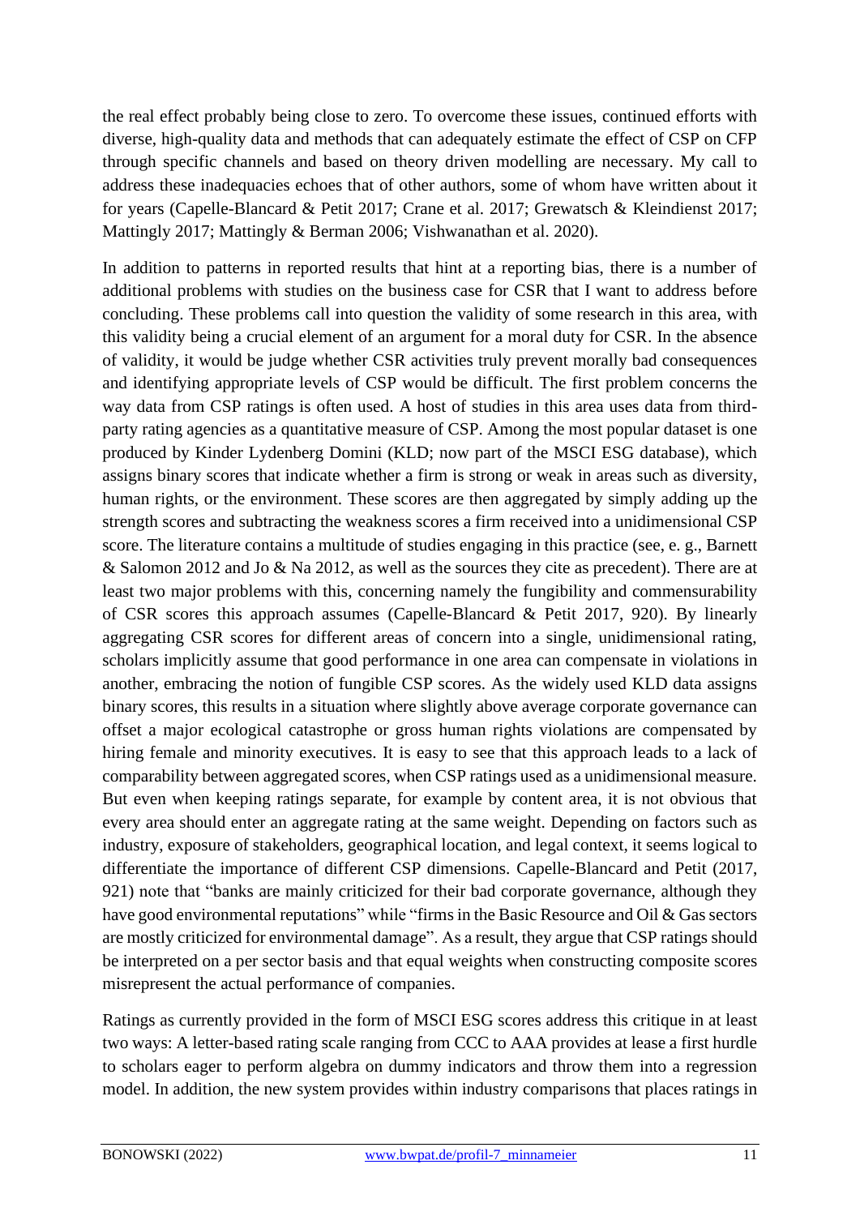the real effect probably being close to zero. To overcome these issues, continued efforts with diverse, high-quality data and methods that can adequately estimate the effect of CSP on CFP through specific channels and based on theory driven modelling are necessary. My call to address these inadequacies echoes that of other authors, some of whom have written about it for years (Capelle-Blancard & Petit 2017; Crane et al. 2017; Grewatsch & Kleindienst 2017; Mattingly 2017; Mattingly & Berman 2006; Vishwanathan et al. 2020).

In addition to patterns in reported results that hint at a reporting bias, there is a number of additional problems with studies on the business case for CSR that I want to address before concluding. These problems call into question the validity of some research in this area, with this validity being a crucial element of an argument for a moral duty for CSR. In the absence of validity, it would be judge whether CSR activities truly prevent morally bad consequences and identifying appropriate levels of CSP would be difficult. The first problem concerns the way data from CSP ratings is often used. A host of studies in this area uses data from third-party rating agencies as a quantitative measure of CSP. Among the most popular dataset is one produced by Kinder Lydenberg Domini (KLD; now part of the MSCI ESG database), which assigns binary scores that indicate whether a firm is strong or weak in areas such as diversity, human rights, or the environment. These scores are then aggregated by simply adding up the strength scores and subtracting the weakness scores a firm received into a unidimensional CSP score. The literature contains a multitude of studies engaging in this practice (see, e. g., Barnett & Salomon 2012 and Jo & Na 2012, as well as the sources they cite as precedent). There are at least two major problems with this, concerning namely the fungibility and commensurability of CSR scores this approach assumes (Capelle-Blancard & Petit 2017, 920). By linearly aggregating CSR scores for different areas of concern into a single, unidimensional rating, scholars implicitly assume that good performance in one area can compensate in violations in another, embracing the notion of fungible CSP scores. As the widely used KLD data assigns binary scores, this results in a situation where slightly above average corporate governance can offset a major ecological catastrophe or gross human rights violations are compensated by hiring female and minority executives. It is easy to see that this approach leads to a lack of comparability between aggregated scores, when CSP ratings used as a unidimensional measure. But even when keeping ratings separate, for example by content area, it is not obvious that every area should enter an aggregate rating at the same weight. Depending on factors such as industry, exposure of stakeholders, geographical location, and legal context, it seems logical to differentiate the importance of different CSP dimensions. Capelle-Blancard and Petit (2017, 921) note that "banks are mainly criticized for their bad corporate governance, although they have good environmental reputations" while "firms in the Basic Resource and Oil & Gas sectors are mostly criticized for environmental damage". As a result, they argue that CSP ratings should be interpreted on a per sector basis and that equal weights when constructing composite scores misrepresent the actual performance of companies.

Ratings as currently provided in the form of MSCI ESG scores address this critique in at least two ways: A letter-based rating scale ranging from CCC to AAA provides at lease a first hurdle to scholars eager to perform algebra on dummy indicators and throw them into a regression model. In addition, the new system provides within industry comparisons that places ratings in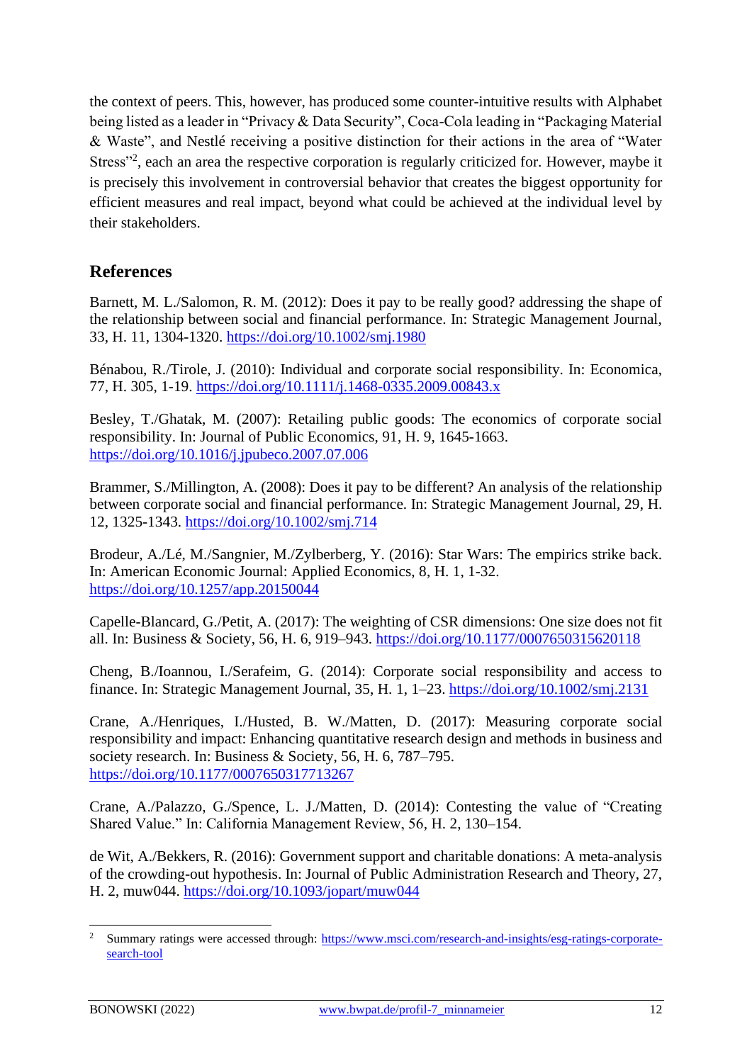the context of peers. This, however, has produced some counter-intuitive results with Alphabet being listed as a leader in “Privacy & Data Security”, Coca-Cola leading in “Packaging Material & Waste”, and Nestlé receiving a positive distinction for their actions in the area of “Water Stress”[2], each an area the respective corporation is regularly criticized for. However, maybe it is precisely this involvement in controversial behavior that creates the biggest opportunity for efficient measures and real impact, beyond what could be achieved at the individual level by their stakeholders.

## References

Barnett, M. L./Salomon, R. M. (2012): Does it pay to be really good? addressing the shape of the relationship between social and financial performance. In: Strategic Management Journal, 33, H. 11, 1304-1320. https://doi.org/10.1002/smj.1980

Bénabou, R./Tirole, J. (2010): Individual and corporate social responsibility. In: Economica, 77, H. 305, 1-19. https://doi.org/10.1111/j.1468-0335.2009.00843.x

Besley, T./Ghatak, M. (2007): Retailing public goods: The economics of corporate social responsibility. In: Journal of Public Economics, 91, H. 9, 1645-1663. https://doi.org/10.1016/j.jpubeco.2007.07.006

Brammer, S./Millington, A. (2008): Does it pay to be different? An analysis of the relationship between corporate social and financial performance. In: Strategic Management Journal, 29, H. 12, 1325-1343. https://doi.org/10.1002/smj.714

Brodeur, A./Lé, M./Sangnier, M./Zylberberg, Y. (2016): Star Wars: The empirics strike back. In: American Economic Journal: Applied Economics, 8, H. 1, 1-32. https://doi.org/10.1257/app.20150044

Capelle-Blancard, G./Petit, A. (2017): The weighting of CSR dimensions: One size does not fit all. In: Business & Society, 56, H. 6, 919–943. https://doi.org/10.1177/0007650315620118

Cheng, B./Ioannou, I./Serafeim, G. (2014): Corporate social responsibility and access to finance. In: Strategic Management Journal, 35, H. 1, 1–23. https://doi.org/10.1002/smj.2131

Crane, A./Henriques, I./Husted, B. W./Matten, D. (2017): Measuring corporate social responsibility and impact: Enhancing quantitative research design and methods in business and society research. In: Business & Society, 56, H. 6, 787–795. https://doi.org/10.1177/0007650317713267

Crane, A./Palazzo, G./Spence, L. J./Matten, D. (2014): Contesting the value of “Creating Shared Value.” In: California Management Review, 56, H. 2, 130–154.

de Wit, A./Bekkers, R. (2016): Government support and charitable donations: A meta-analysis of the crowding-out hypothesis. In: Journal of Public Administration Research and Theory, 27, H. 2, muw044. https://doi.org/10.1093/jopart/muw044

---

[2] Summary ratings were accessed through: https://www.msci.com/research-and-insights/esg-ratings-corporate-search-tool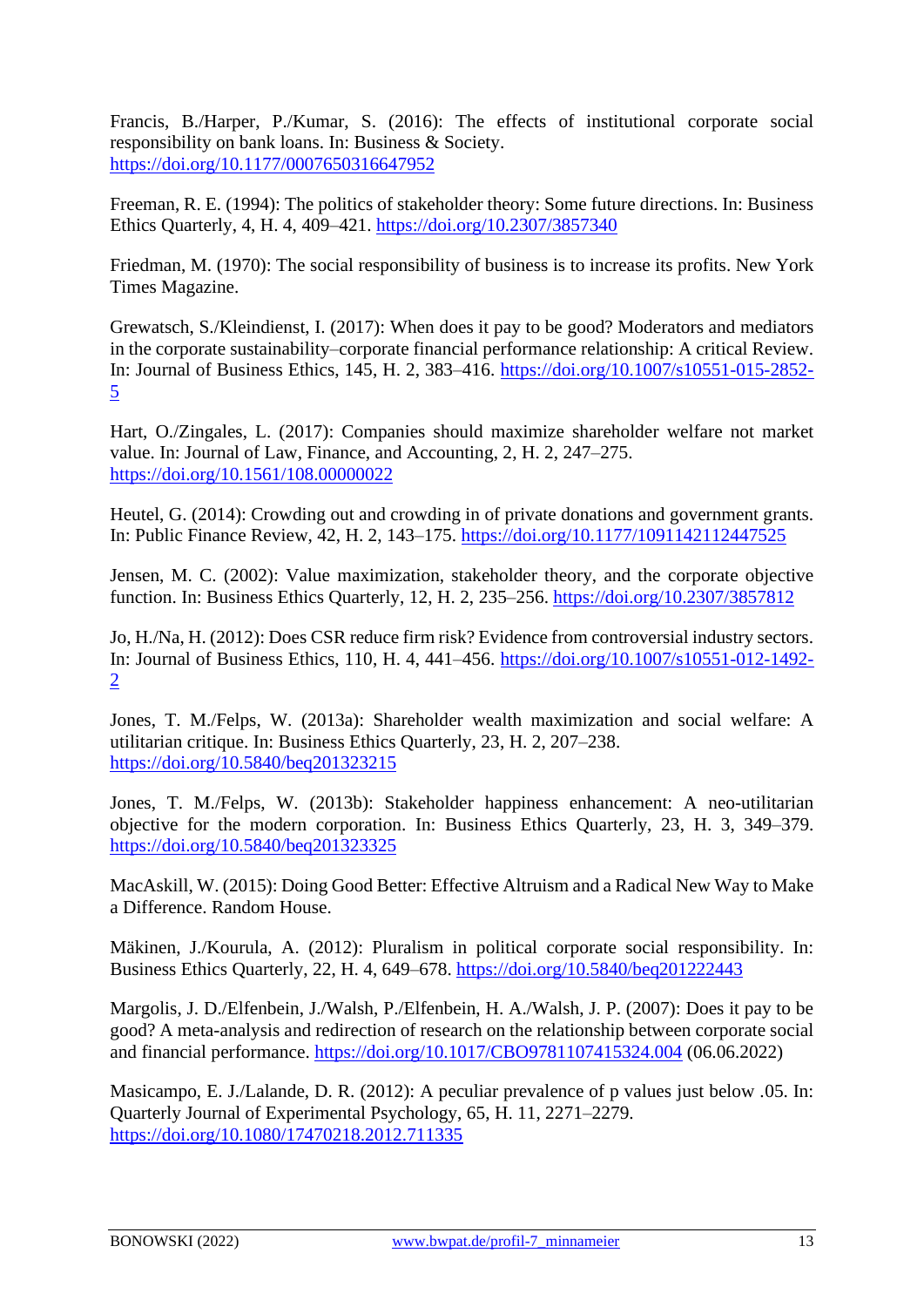Francis, B./Harper, P./Kumar, S. (2016): The effects of institutional corporate social responsibility on bank loans. In: Business & Society. https://doi.org/10.1177/0007650316647952

Freeman, R. E. (1994): The politics of stakeholder theory: Some future directions. In: Business Ethics Quarterly, 4, H. 4, 409–421. https://doi.org/10.2307/3857340

Friedman, M. (1970): The social responsibility of business is to increase its profits. New York Times Magazine.

Grewatsch, S./Kleindienst, I. (2017): When does it pay to be good? Moderators and mediators in the corporate sustainability–corporate financial performance relationship: A critical Review. In: Journal of Business Ethics, 145, H. 2, 383–416. https://doi.org/10.1007/s10551-015-2852-5

Hart, O./Zingales, L. (2017): Companies should maximize shareholder welfare not market value. In: Journal of Law, Finance, and Accounting, 2, H. 2, 247–275. https://doi.org/10.1561/108.00000022

Heutel, G. (2014): Crowding out and crowding in of private donations and government grants. In: Public Finance Review, 42, H. 2, 143–175. https://doi.org/10.1177/1091142112447525

Jensen, M. C. (2002): Value maximization, stakeholder theory, and the corporate objective function. In: Business Ethics Quarterly, 12, H. 2, 235–256. https://doi.org/10.2307/3857812

Jo, H./Na, H. (2012): Does CSR reduce firm risk? Evidence from controversial industry sectors. In: Journal of Business Ethics, 110, H. 4, 441–456. https://doi.org/10.1007/s10551-012-1492-2

Jones, T. M./Felps, W. (2013a): Shareholder wealth maximization and social welfare: A utilitarian critique. In: Business Ethics Quarterly, 23, H. 2, 207–238. https://doi.org/10.5840/beq201323215

Jones, T. M./Felps, W. (2013b): Stakeholder happiness enhancement: A neo-utilitarian objective for the modern corporation. In: Business Ethics Quarterly, 23, H. 3, 349–379. https://doi.org/10.5840/beq201323325

MacAskill, W. (2015): Doing Good Better: Effective Altruism and a Radical New Way to Make a Difference. Random House.

Mäkinen, J./Kourula, A. (2012): Pluralism in political corporate social responsibility. In: Business Ethics Quarterly, 22, H. 4, 649–678. https://doi.org/10.5840/beq201222443

Margolis, J. D./Elfenbein, J./Walsh, P./Elfenbein, H. A./Walsh, J. P. (2007): Does it pay to be good? A meta-analysis and redirection of research on the relationship between corporate social and financial performance. https://doi.org/10.1017/CBO9781107415324.004 (06.06.2022)

Masicampo, E. J./Lalande, D. R. (2012): A peculiar prevalence of p values just below .05. In: Quarterly Journal of Experimental Psychology, 65, H. 11, 2271–2279. https://doi.org/10.1080/17470218.2012.711335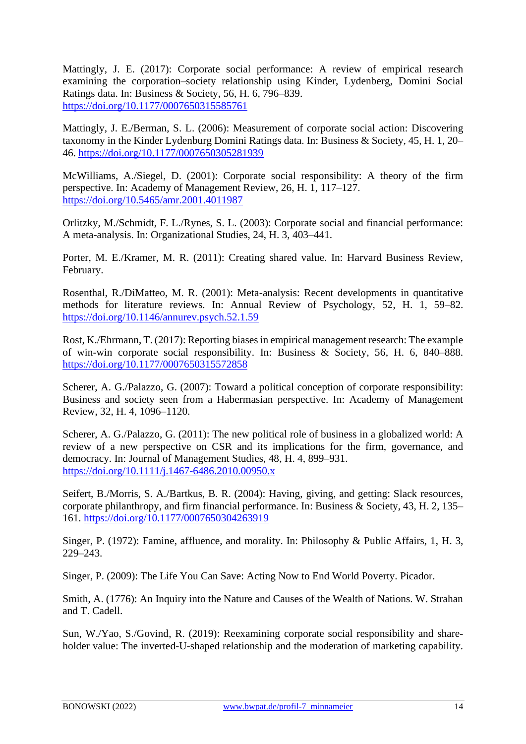Mattingly, J. E. (2017): Corporate social performance: A review of empirical research examining the corporation–society relationship using Kinder, Lydenberg, Domini Social Ratings data. In: Business & Society, 56, H. 6, 796–839. https://doi.org/10.1177/0007650315585761

Mattingly, J. E./Berman, S. L. (2006): Measurement of corporate social action: Discovering taxonomy in the Kinder Lydenburg Domini Ratings data. In: Business & Society, 45, H. 1, 20–46. https://doi.org/10.1177/0007650305281939

McWilliams, A./Siegel, D. (2001): Corporate social responsibility: A theory of the firm perspective. In: Academy of Management Review, 26, H. 1, 117–127. https://doi.org/10.5465/amr.2001.4011987

Orlitzky, M./Schmidt, F. L./Rynes, S. L. (2003): Corporate social and financial performance: A meta-analysis. In: Organizational Studies, 24, H. 3, 403–441.

Porter, M. E./Kramer, M. R. (2011): Creating shared value. In: Harvard Business Review, February.

Rosenthal, R./DiMatteo, M. R. (2001): Meta-analysis: Recent developments in quantitative methods for literature reviews. In: Annual Review of Psychology, 52, H. 1, 59–82. https://doi.org/10.1146/annurev.psych.52.1.59

Rost, K./Ehrmann, T. (2017): Reporting biases in empirical management research: The example of win-win corporate social responsibility. In: Business & Society, 56, H. 6, 840–888. https://doi.org/10.1177/0007650315572858

Scherer, A. G./Palazzo, G. (2007): Toward a political conception of corporate responsibility: Business and society seen from a Habermasian perspective. In: Academy of Management Review, 32, H. 4, 1096–1120.

Scherer, A. G./Palazzo, G. (2011): The new political role of business in a globalized world: A review of a new perspective on CSR and its implications for the firm, governance, and democracy. In: Journal of Management Studies, 48, H. 4, 899–931. https://doi.org/10.1111/j.1467-6486.2010.00950.x

Seifert, B./Morris, S. A./Bartkus, B. R. (2004): Having, giving, and getting: Slack resources, corporate philanthropy, and firm financial performance. In: Business & Society, 43, H. 2, 135–161. https://doi.org/10.1177/0007650304263919

Singer, P. (1972): Famine, affluence, and morality. In: Philosophy & Public Affairs, 1, H. 3, 229–243.

Singer, P. (2009): The Life You Can Save: Acting Now to End World Poverty. Picador.

Smith, A. (1776): An Inquiry into the Nature and Causes of the Wealth of Nations. W. Strahan and T. Cadell.

Sun, W./Yao, S./Govind, R. (2019): Reexamining corporate social responsibility and shareholder value: The inverted-U-shaped relationship and the moderation of marketing capability.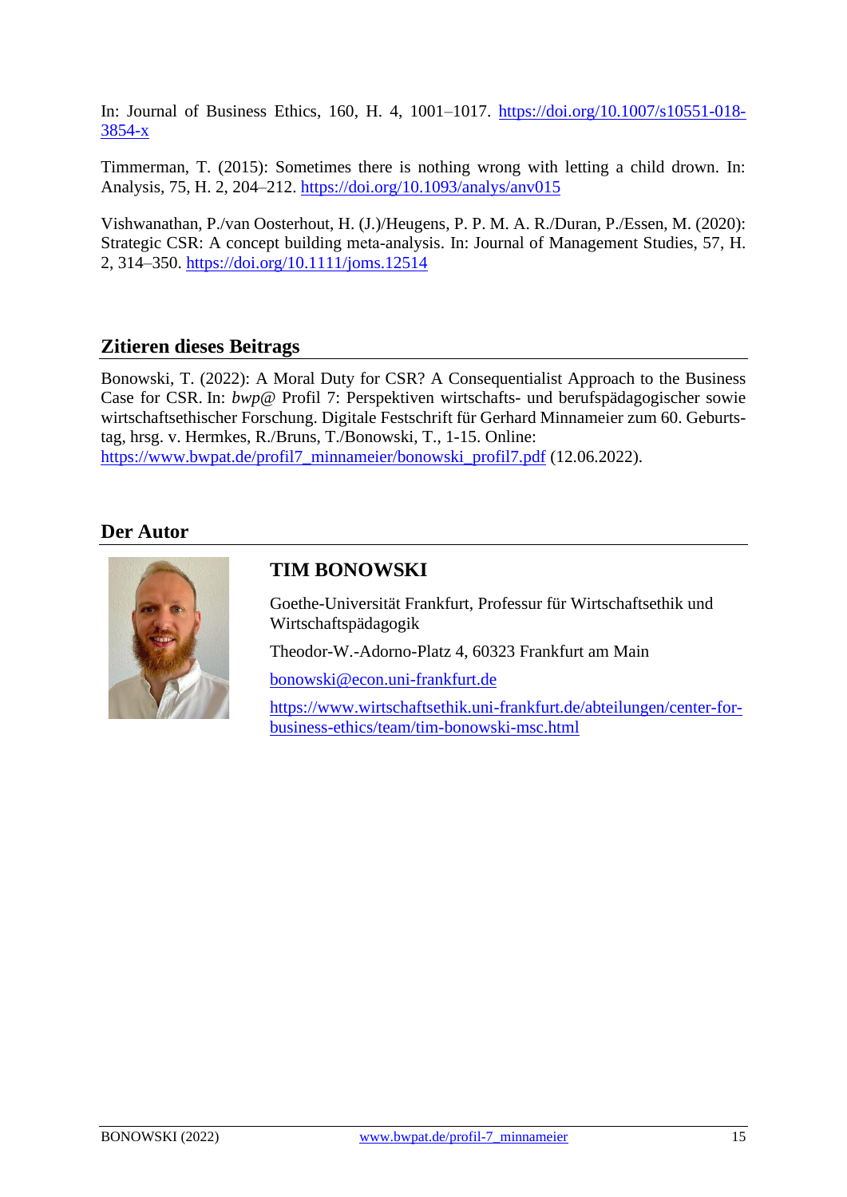In: Journal of Business Ethics, 160, H. 4, 1001–1017. https://doi.org/10.1007/s10551-018-3854-x

Timmerman, T. (2015): Sometimes there is nothing wrong with letting a child drown. In: Analysis, 75, H. 2, 204–212. https://doi.org/10.1093/analys/anv015

Vishwanathan, P./van Oosterhout, H. (J.)/Heugens, P. P. M. A. R./Duran, P./Essen, M. (2020): Strategic CSR: A concept building meta-analysis. In: Journal of Management Studies, 57, H. 2, 314–350. https://doi.org/10.1111/joms.12514

## Zitieren dieses Beitrags

Bonowski, T. (2022): A Moral Duty for CSR? A Consequentialist Approach to the Business Case for CSR. In: *bwp@* Profil 7: Perspektiven wirtschafts- und berufspädagogischer sowie wirtschaftsethischer Forschung. Digitale Festschrift für Gerhard Minnameier zum 60. Geburtstag, hrsg. v. Hermkes, R./Bruns, T./Bonowski, T., 1-15. Online: https://www.bwpat.de/profil7_minnameier/bonowski_profil7.pdf (12.06.2022).

## Der Autor

**TIM BONOWSKI**

Goethe-Universität Frankfurt, Professur für Wirtschaftsethik und Wirtschaftspädagogik

Theodor-W.-Adorno-Platz 4, 60323 Frankfurt am Main

bonowski@econ.uni-frankfurt.de

https://www.wirtschaftsethik.uni-frankfurt.de/abteilungen/center-for-business-ethics/team/tim-bonowski-msc.html